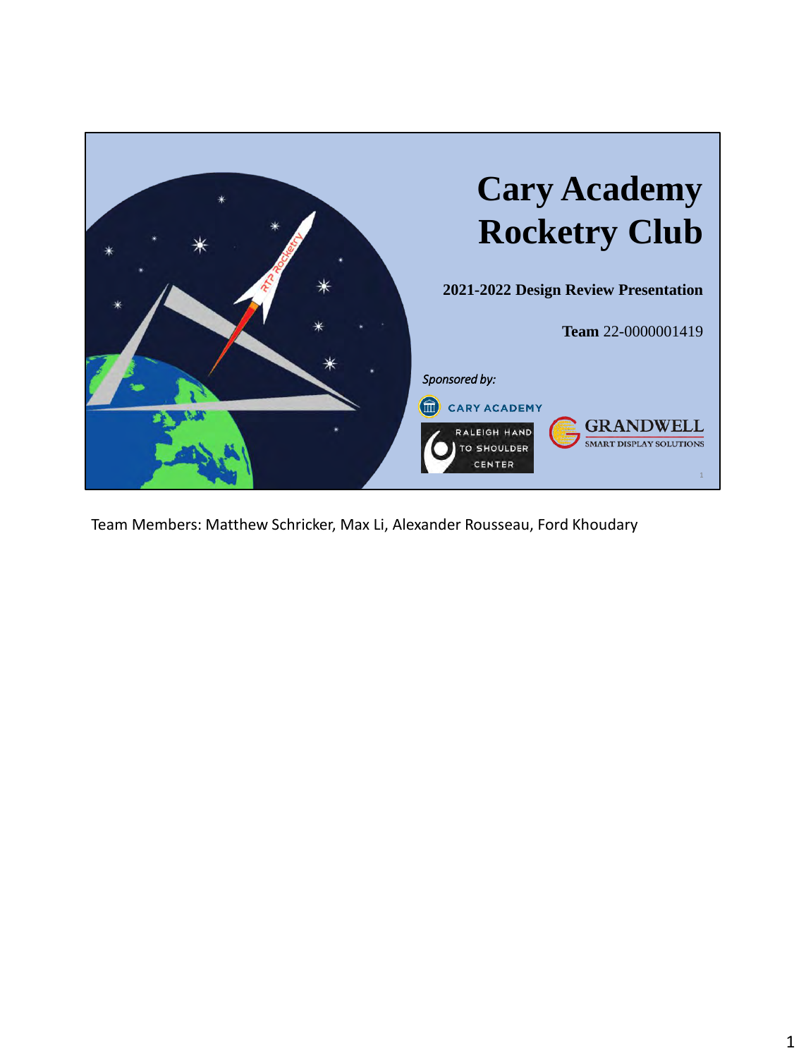# Cary Academy Rocketry Club

**2021-2022 Design Review Presentation**

**Team** 22-0000001419

*Sponsored by:*

CARY ACADEMY

RALEIGH HAND TO SHOULDER CENTER

GRANDWELL SMART DISPLAY SOLUTIONS

Team Members: Matthew Schricker, Max Li, Alexander Rousseau, Ford Khoudary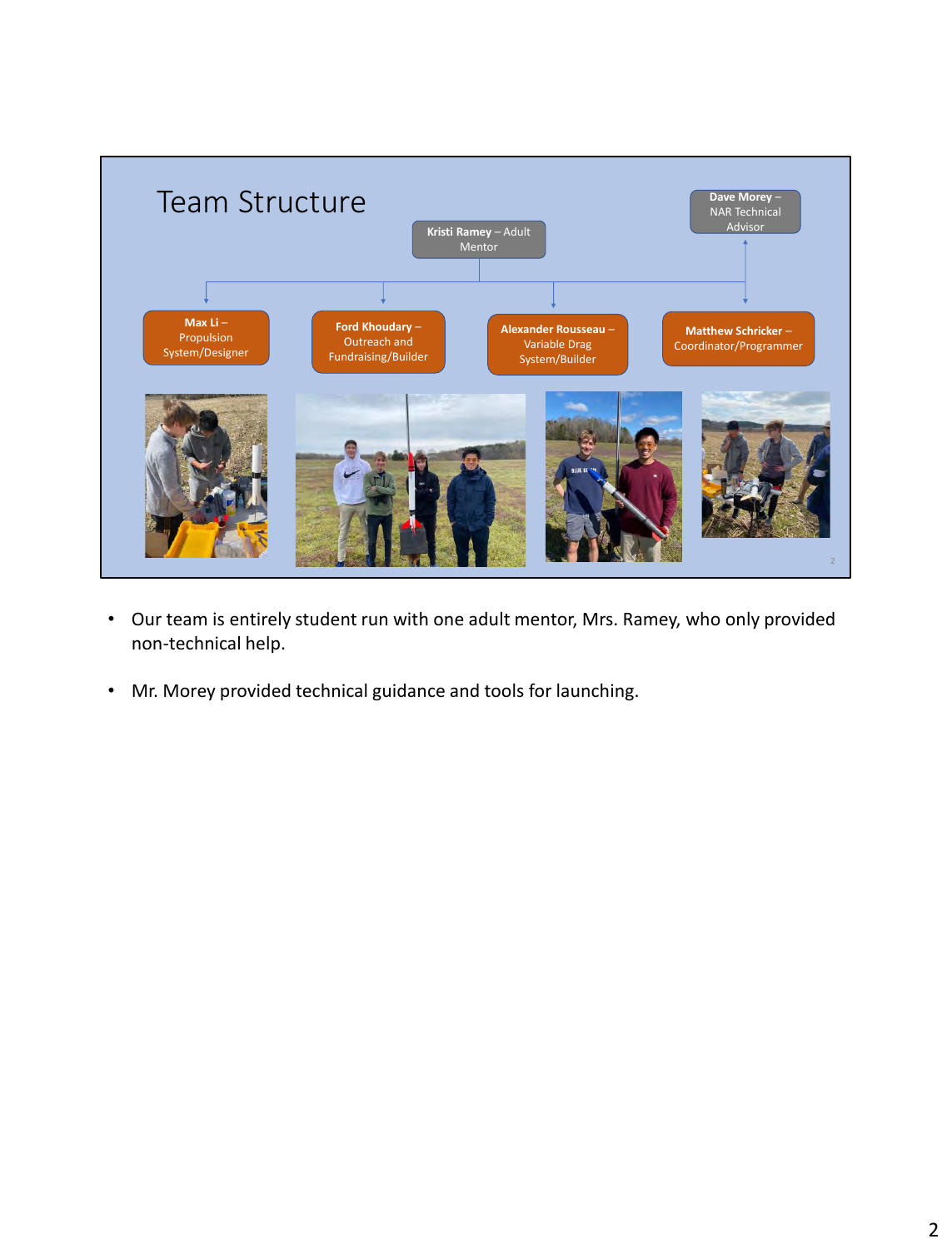## Team Structure

**Kristi Ramey** – Adult Mentor

**Dave Morey** – NAR Technical Advisor

- **Max Li** – Propulsion System/Designer
- **Ford Khoudary** – Outreach and Fundraising/Builder
- **Alexander Rousseau** – Variable Drag System/Builder
- **Matthew Schricker** – Coordinator/Programmer

- Our team is entirely student run with one adult mentor, Mrs. Ramey, who only provided non-technical help.
- Mr. Morey provided technical guidance and tools for launching.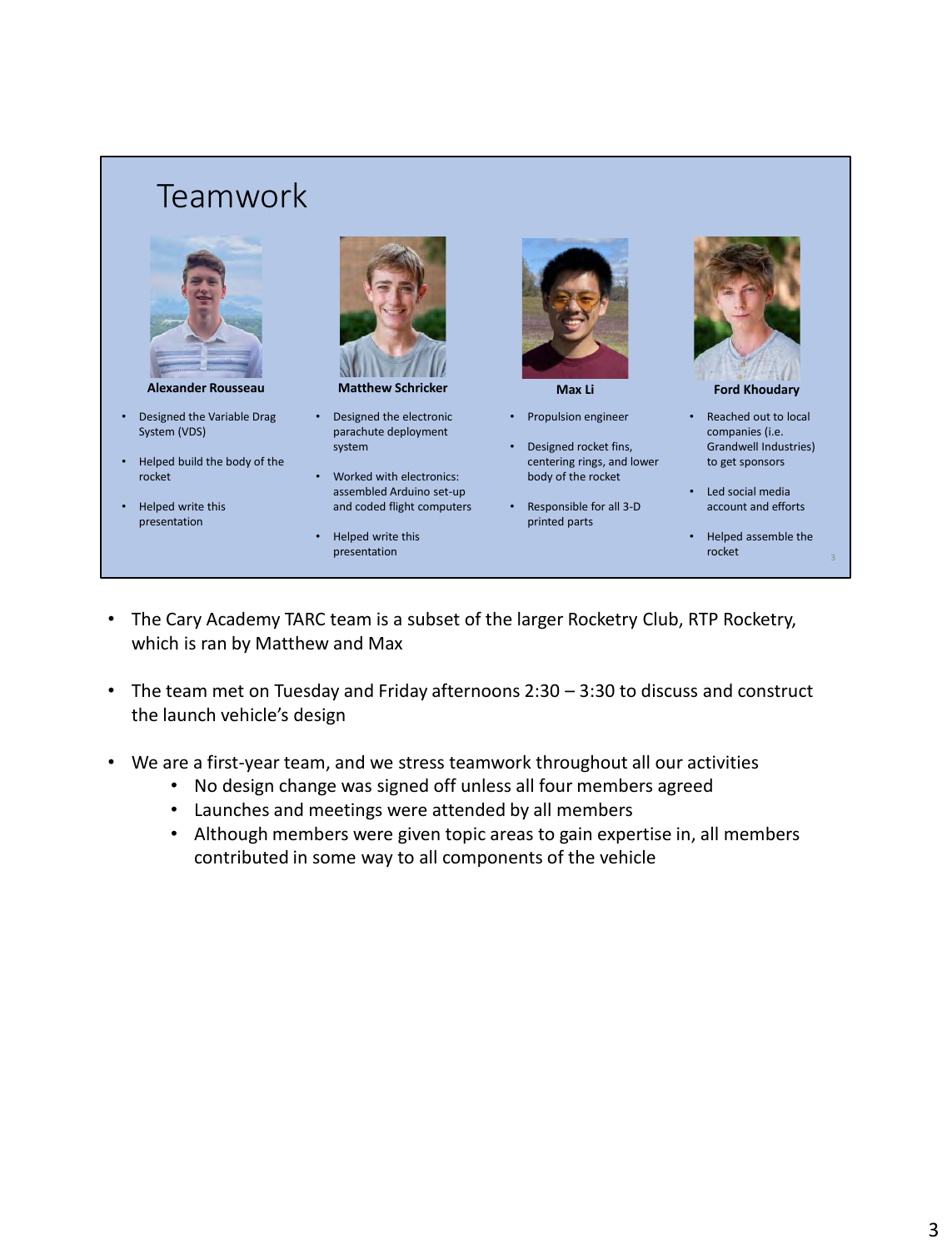# Teamwork

**Alexander Rousseau**

- Designed the Variable Drag System (VDS)
- Helped build the body of the rocket
- Helped write this presentation

**Matthew Schricker**

- Designed the electronic parachute deployment system
- Worked with electronics: assembled Arduino set-up and coded flight computers
- Helped write this presentation

**Max Li**

- Propulsion engineer
- Designed rocket fins, centering rings, and lower body of the rocket
- Responsible for all 3-D printed parts

**Ford Khoudary**

- Reached out to local companies (i.e. Grandwell Industries) to get sponsors
- Led social media account and efforts
- Helped assemble the rocket

---

- The Cary Academy TARC team is a subset of the larger Rocketry Club, RTP Rocketry, which is ran by Matthew and Max
- The team met on Tuesday and Friday afternoons 2:30 – 3:30 to discuss and construct the launch vehicle's design
- We are a first-year team, and we stress teamwork throughout all our activities
  - No design change was signed off unless all four members agreed
  - Launches and meetings were attended by all members
  - Although members were given topic areas to gain expertise in, all members contributed in some way to all components of the vehicle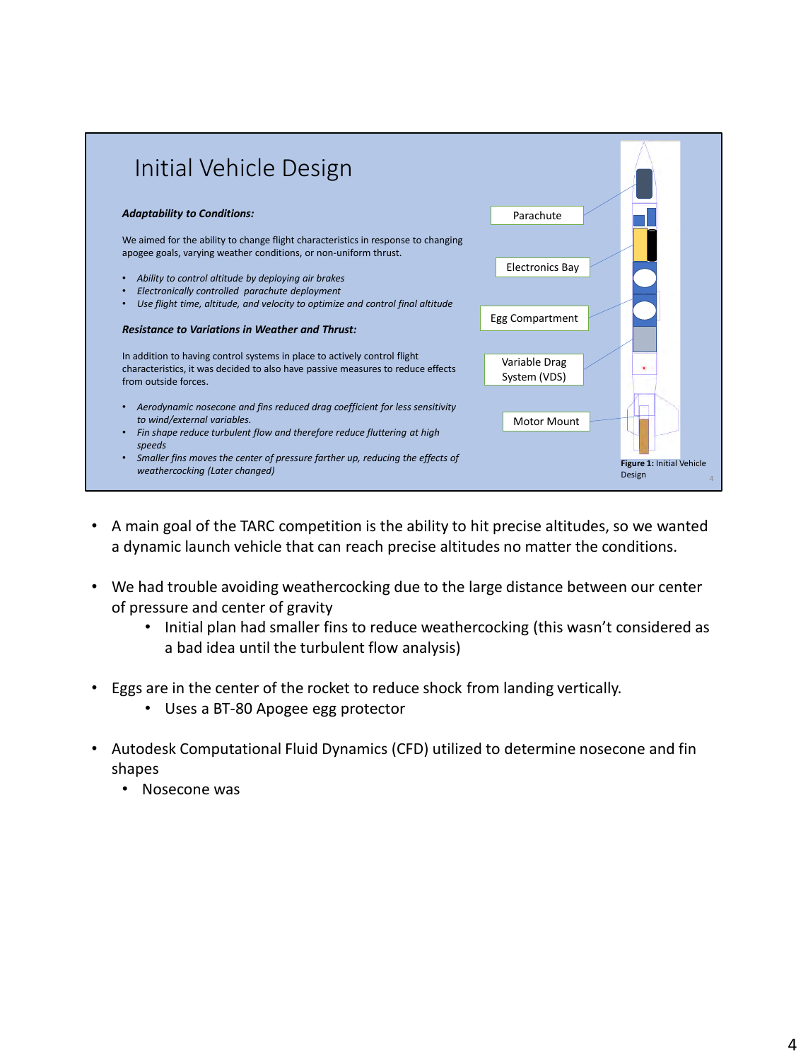## Initial Vehicle Design

***Adaptability to Conditions:***

We aimed for the ability to change flight characteristics in response to changing apogee goals, varying weather conditions, or non-uniform thrust.

- *Ability to control altitude by deploying air brakes*
- *Electronically controlled parachute deployment*
- *Use flight time, altitude, and velocity to optimize and control final altitude*

***Resistance to Variations in Weather and Thrust:***

In addition to having control systems in place to actively control flight characteristics, it was decided to also have passive measures to reduce effects from outside forces.

- *Aerodynamic nosecone and fins reduced drag coefficient for less sensitivity to wind/external variables.*
- *Fin shape reduce turbulent flow and therefore reduce fluttering at high speeds*
- *Smaller fins moves the center of pressure farther up, reducing the effects of weathercocking (Later changed)*

Parachute

Electronics Bay

Egg Compartment

Variable Drag System (VDS)

Motor Mount

**Figure 1:** Initial Vehicle Design

- A main goal of the TARC competition is the ability to hit precise altitudes, so we wanted a dynamic launch vehicle that can reach precise altitudes no matter the conditions.

- We had trouble avoiding weathercocking due to the large distance between our center of pressure and center of gravity
  - Initial plan had smaller fins to reduce weathercocking (this wasn't considered as a bad idea until the turbulent flow analysis)

- Eggs are in the center of the rocket to reduce shock from landing vertically.
  - Uses a BT-80 Apogee egg protector

- Autodesk Computational Fluid Dynamics (CFD) utilized to determine nosecone and fin shapes
  - Nosecone was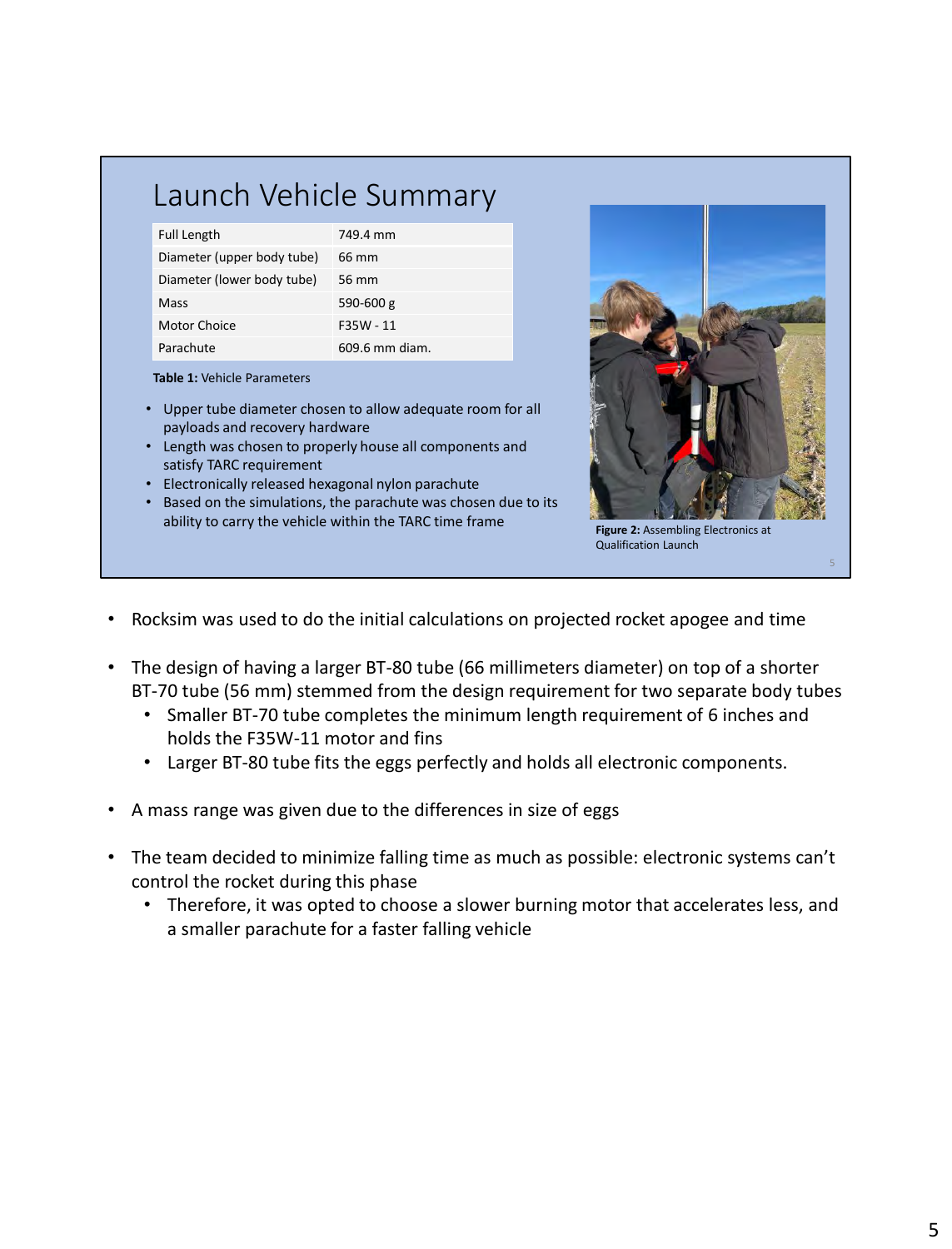# Launch Vehicle Summary

| Full Length | 749.4 mm |
| --- | --- |
| Diameter (upper body tube) | 66 mm |
| Diameter (lower body tube) | 56 mm |
| Mass | 590-600 g |
| Motor Choice | F35W - 11 |
| Parachute | 609.6 mm diam. |

**Table 1:** Vehicle Parameters

- Upper tube diameter chosen to allow adequate room for all payloads and recovery hardware
- Length was chosen to properly house all components and satisfy TARC requirement
- Electronically released hexagonal nylon parachute
- Based on the simulations, the parachute was chosen due to its ability to carry the vehicle within the TARC time frame

**Figure 2:** Assembling Electronics at Qualification Launch

- Rocksim was used to do the initial calculations on projected rocket apogee and time
- The design of having a larger BT-80 tube (66 millimeters diameter) on top of a shorter BT-70 tube (56 mm) stemmed from the design requirement for two separate body tubes
  - Smaller BT-70 tube completes the minimum length requirement of 6 inches and holds the F35W-11 motor and fins
  - Larger BT-80 tube fits the eggs perfectly and holds all electronic components.
- A mass range was given due to the differences in size of eggs
- The team decided to minimize falling time as much as possible: electronic systems can't control the rocket during this phase
  - Therefore, it was opted to choose a slower burning motor that accelerates less, and a smaller parachute for a faster falling vehicle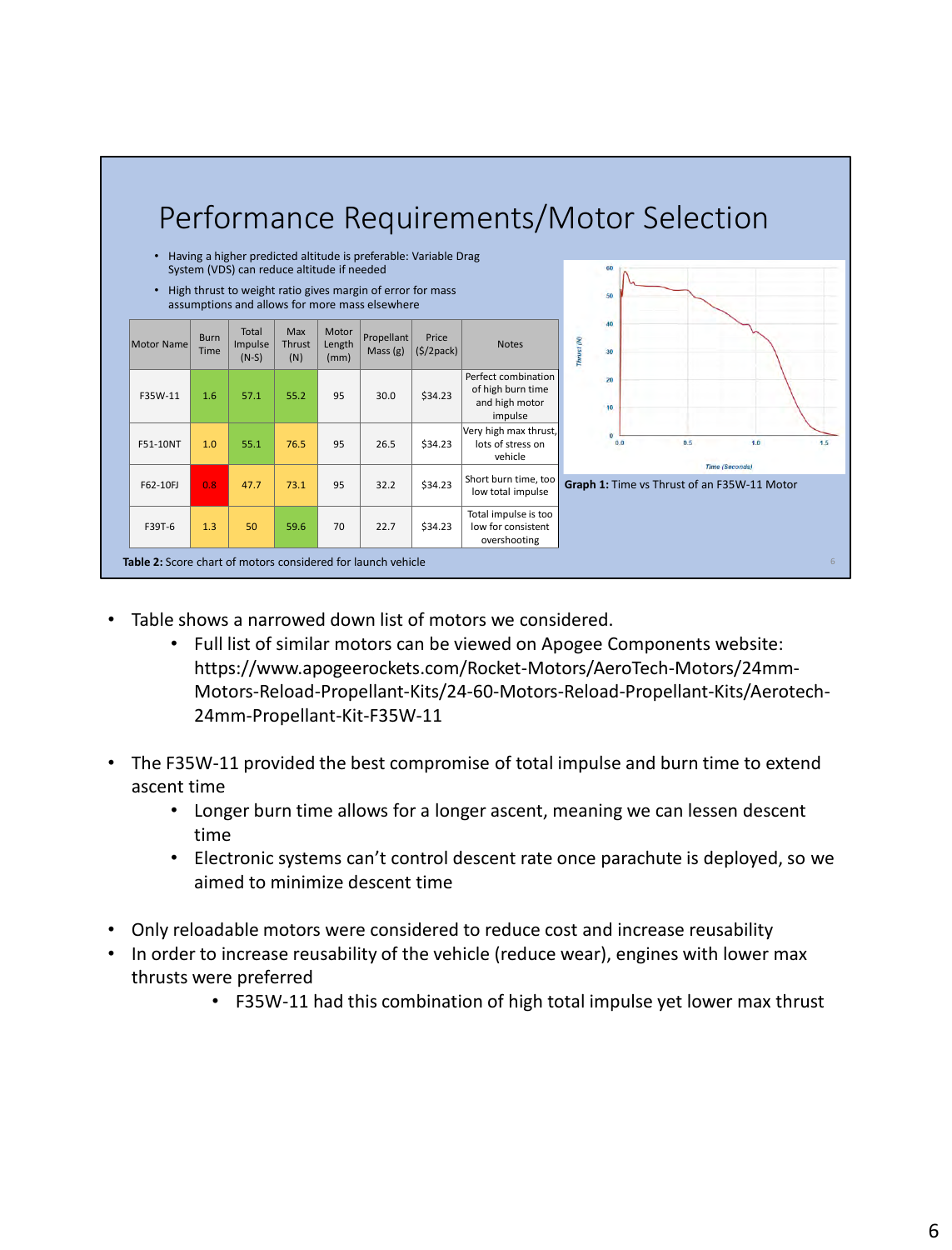# Performance Requirements/Motor Selection

- Having a higher predicted altitude is preferable: Variable Drag System (VDS) can reduce altitude if needed
- High thrust to weight ratio gives margin of error for mass assumptions and allows for more mass elsewhere

| Motor Name | Burn Time | Total Impulse (N-S) | Max Thrust (N) | Motor Length (mm) | Propellant Mass (g) | Price ($/2pack) | Notes |
|---|---|---|---|---|---|---|---|
| F35W-11 | 1.6 | 57.1 | 55.2 | 95 | 30.0 | $34.23 | Perfect combination of high burn time and high motor impulse |
| F51-10NT | 1.0 | 55.1 | 76.5 | 95 | 26.5 | $34.23 | Very high max thrust, lots of stress on vehicle |
| F62-10FJ | 0.8 | 47.7 | 73.1 | 95 | 32.2 | $34.23 | Short burn time, too low total impulse |
| F39T-6 | 1.3 | 50 | 59.6 | 70 | 22.7 | $34.23 | Total impulse is too low for consistent overshooting |

**Table 2:** Score chart of motors considered for launch vehicle

**Graph 1:** Time vs Thrust of an F35W-11 Motor

- Table shows a narrowed down list of motors we considered.
  - Full list of similar motors can be viewed on Apogee Components website: https://www.apogeerockets.com/Rocket-Motors/AeroTech-Motors/24mm-Motors-Reload-Propellant-Kits/24-60-Motors-Reload-Propellant-Kits/Aerotech-24mm-Propellant-Kit-F35W-11

- The F35W-11 provided the best compromise of total impulse and burn time to extend ascent time
  - Longer burn time allows for a longer ascent, meaning we can lessen descent time
  - Electronic systems can't control descent rate once parachute is deployed, so we aimed to minimize descent time

- Only reloadable motors were considered to reduce cost and increase reusability
- In order to increase reusability of the vehicle (reduce wear), engines with lower max thrusts were preferred
  - F35W-11 had this combination of high total impulse yet lower max thrust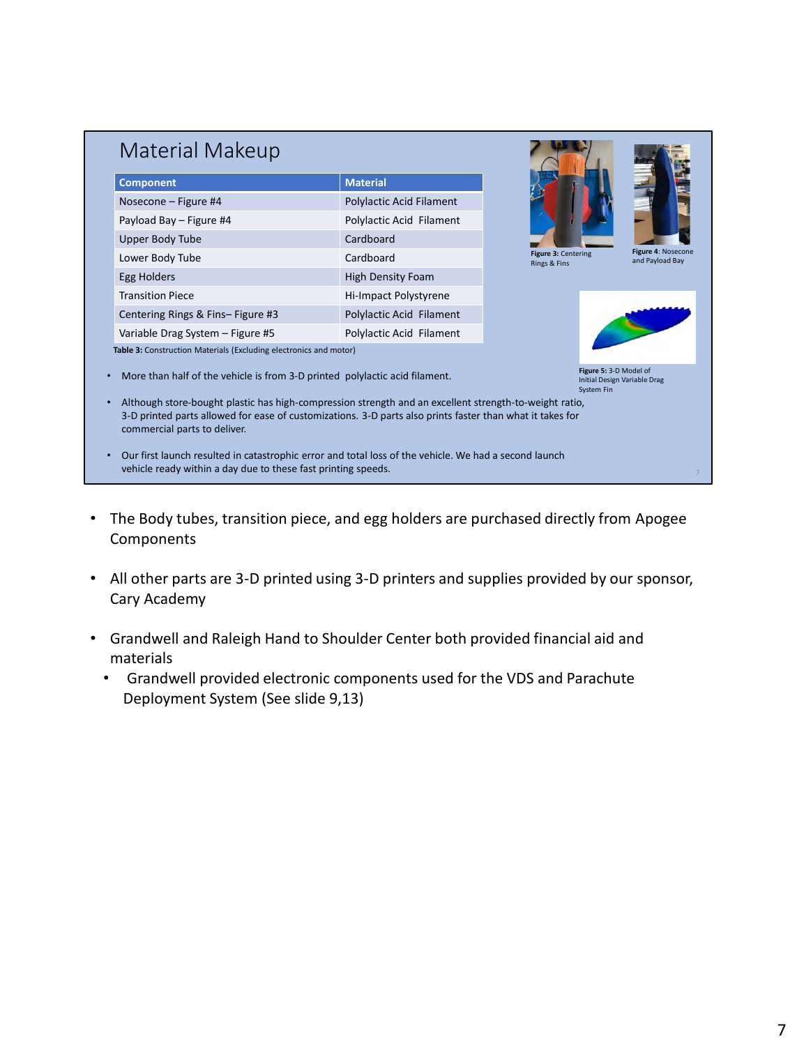## Material Makeup

| Component | Material |
|---|---|
| Nosecone – Figure #4 | Polylactic Acid Filament |
| Payload Bay – Figure #4 | Polylactic Acid Filament |
| Upper Body Tube | Cardboard |
| Lower Body Tube | Cardboard |
| Egg Holders | High Density Foam |
| Transition Piece | Hi-Impact Polystyrene |
| Centering Rings & Fins– Figure #3 | Polylactic Acid Filament |
| Variable Drag System – Figure #5 | Polylactic Acid Filament |

**Table 3:** Construction Materials (Excluding electronics and motor)

**Figure 3:** Centering Rings & Fins

**Figure 4**: Nosecone and Payload Bay

**Figure 5:** 3-D Model of Initial Design Variable Drag System Fin

- More than half of the vehicle is from 3-D printed polylactic acid filament.
- Although store-bought plastic has high-compression strength and an excellent strength-to-weight ratio, 3-D printed parts allowed for ease of customizations. 3-D parts also prints faster than what it takes for commercial parts to deliver.
- Our first launch resulted in catastrophic error and total loss of the vehicle. We had a second launch vehicle ready within a day due to these fast printing speeds.

- The Body tubes, transition piece, and egg holders are purchased directly from Apogee Components
- All other parts are 3-D printed using 3-D printers and supplies provided by our sponsor, Cary Academy
- Grandwell and Raleigh Hand to Shoulder Center both provided financial aid and materials
  - Grandwell provided electronic components used for the VDS and Parachute Deployment System (See slide 9,13)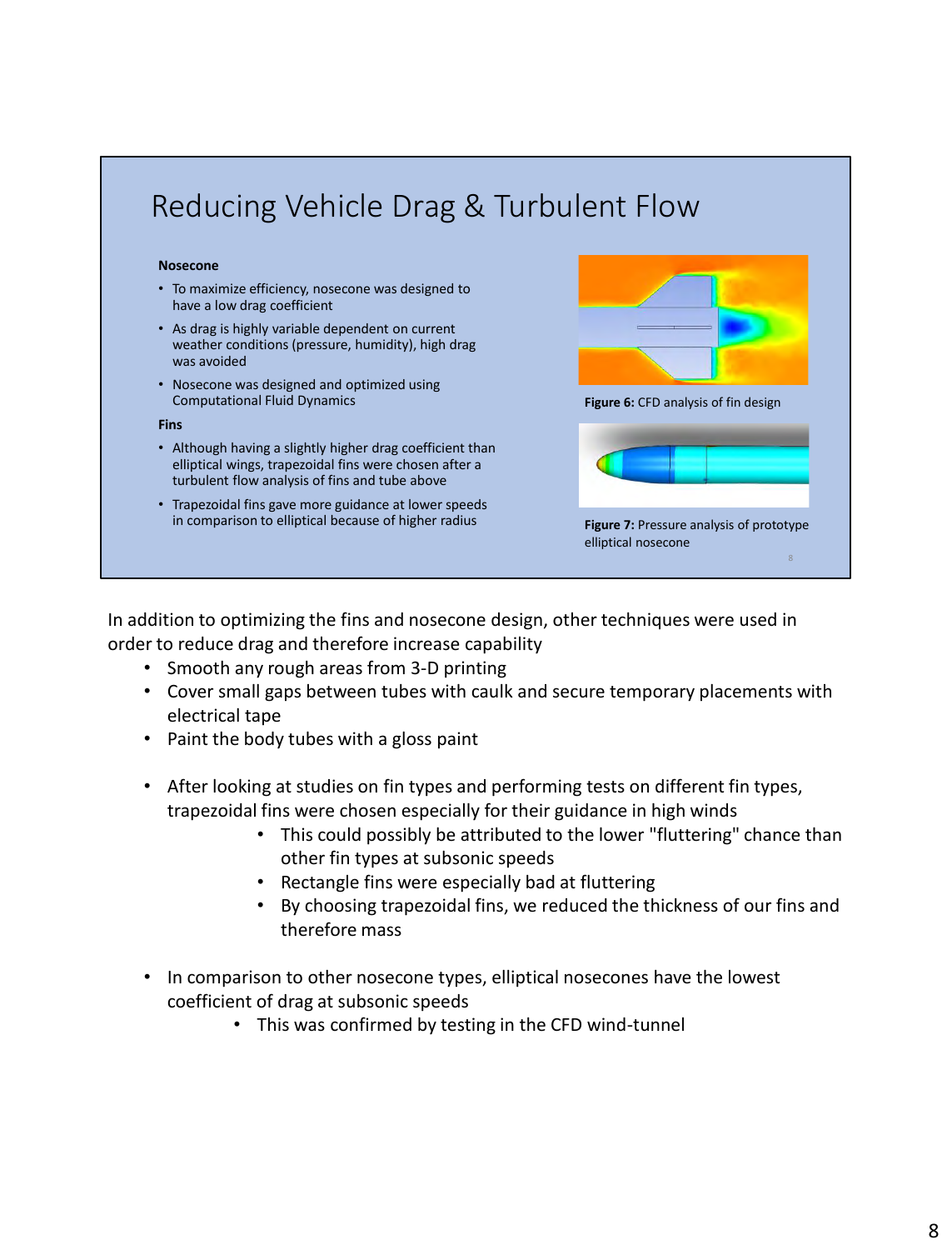## Reducing Vehicle Drag & Turbulent Flow

**Nosecone**

- To maximize efficiency, nosecone was designed to have a low drag coefficient
- As drag is highly variable dependent on current weather conditions (pressure, humidity), high drag was avoided
- Nosecone was designed and optimized using Computational Fluid Dynamics

**Fins**

- Although having a slightly higher drag coefficient than elliptical wings, trapezoidal fins were chosen after a turbulent flow analysis of fins and tube above
- Trapezoidal fins gave more guidance at lower speeds in comparison to elliptical because of higher radius

**Figure 6:** CFD analysis of fin design

**Figure 7:** Pressure analysis of prototype elliptical nosecone

In addition to optimizing the fins and nosecone design, other techniques were used in order to reduce drag and therefore increase capability

- Smooth any rough areas from 3-D printing
- Cover small gaps between tubes with caulk and secure temporary placements with electrical tape
- Paint the body tubes with a gloss paint

- After looking at studies on fin types and performing tests on different fin types, trapezoidal fins were chosen especially for their guidance in high winds
  - This could possibly be attributed to the lower "fluttering" chance than other fin types at subsonic speeds
  - Rectangle fins were especially bad at fluttering
  - By choosing trapezoidal fins, we reduced the thickness of our fins and therefore mass

- In comparison to other nosecone types, elliptical nosecones have the lowest coefficient of drag at subsonic speeds
  - This was confirmed by testing in the CFD wind-tunnel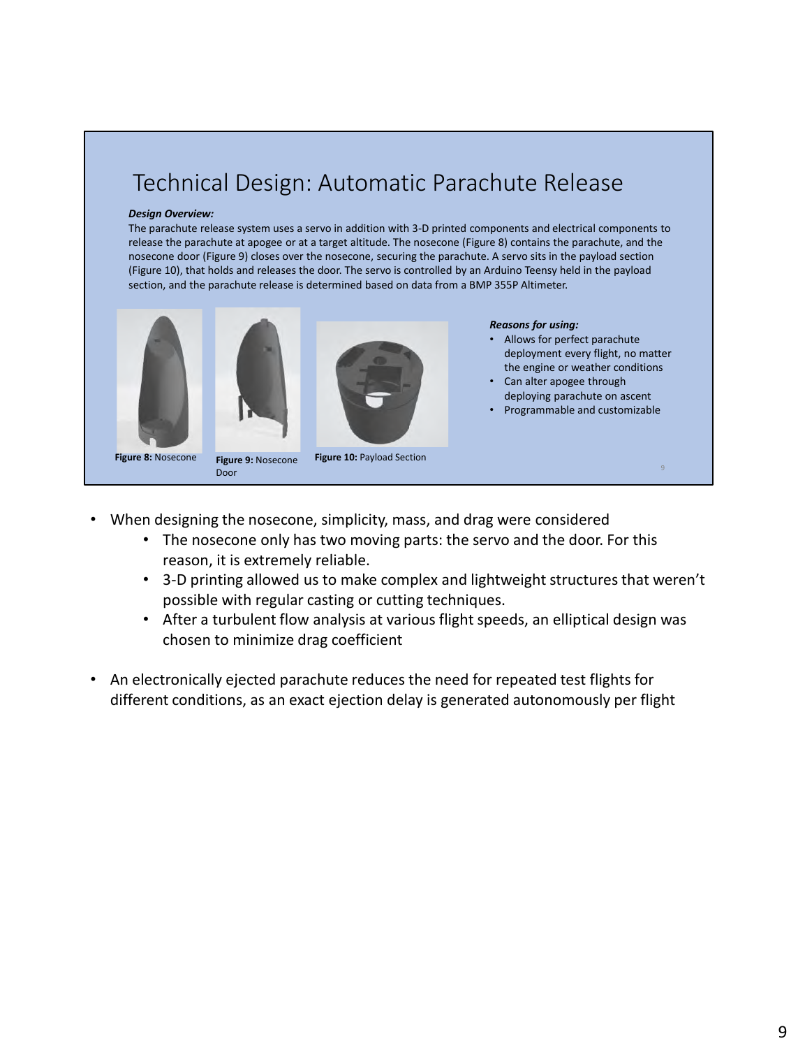# Technical Design: Automatic Parachute Release

***Design Overview:***

The parachute release system uses a servo in addition with 3-D printed components and electrical components to release the parachute at apogee or at a target altitude. The nosecone (Figure 8) contains the parachute, and the nosecone door (Figure 9) closes over the nosecone, securing the parachute. A servo sits in the payload section (Figure 10), that holds and releases the door. The servo is controlled by an Arduino Teensy held in the payload section, and the parachute release is determined based on data from a BMP 355P Altimeter.

**Figure 8:** Nosecone

**Figure 9:** Nosecone Door

**Figure 10:** Payload Section

***Reasons for using:***

- Allows for perfect parachute deployment every flight, no matter the engine or weather conditions
- Can alter apogee through deploying parachute on ascent
- Programmable and customizable

- When designing the nosecone, simplicity, mass, and drag were considered
  - The nosecone only has two moving parts: the servo and the door. For this reason, it is extremely reliable.
  - 3-D printing allowed us to make complex and lightweight structures that weren't possible with regular casting or cutting techniques.
  - After a turbulent flow analysis at various flight speeds, an elliptical design was chosen to minimize drag coefficient
- An electronically ejected parachute reduces the need for repeated test flights for different conditions, as an exact ejection delay is generated autonomously per flight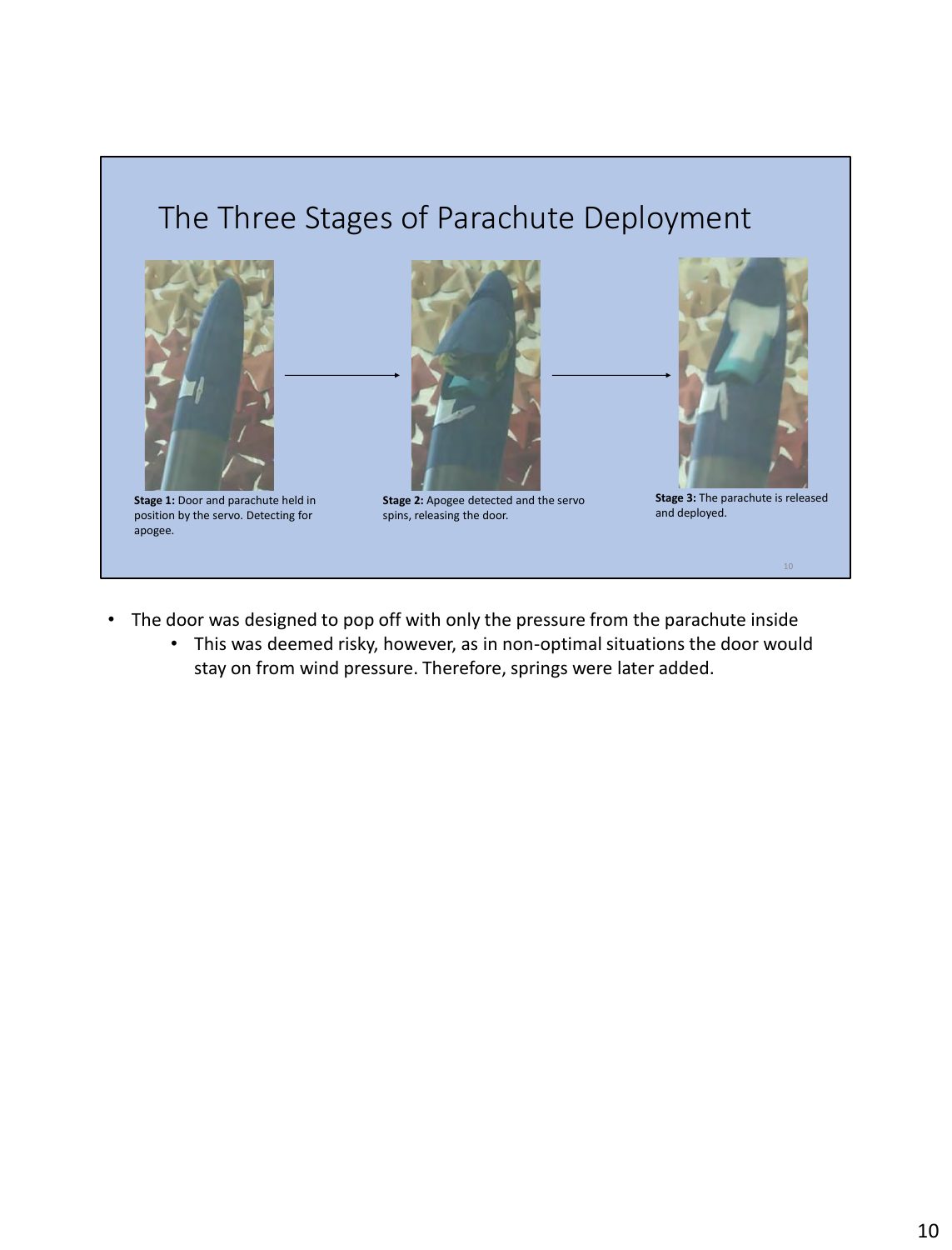## The Three Stages of Parachute Deployment

**Stage 1:** Door and parachute held in position by the servo. Detecting for apogee.

**Stage 2:** Apogee detected and the servo spins, releasing the door.

**Stage 3:** The parachute is released and deployed.

- The door was designed to pop off with only the pressure from the parachute inside
  - This was deemed risky, however, as in non-optimal situations the door would stay on from wind pressure. Therefore, springs were later added.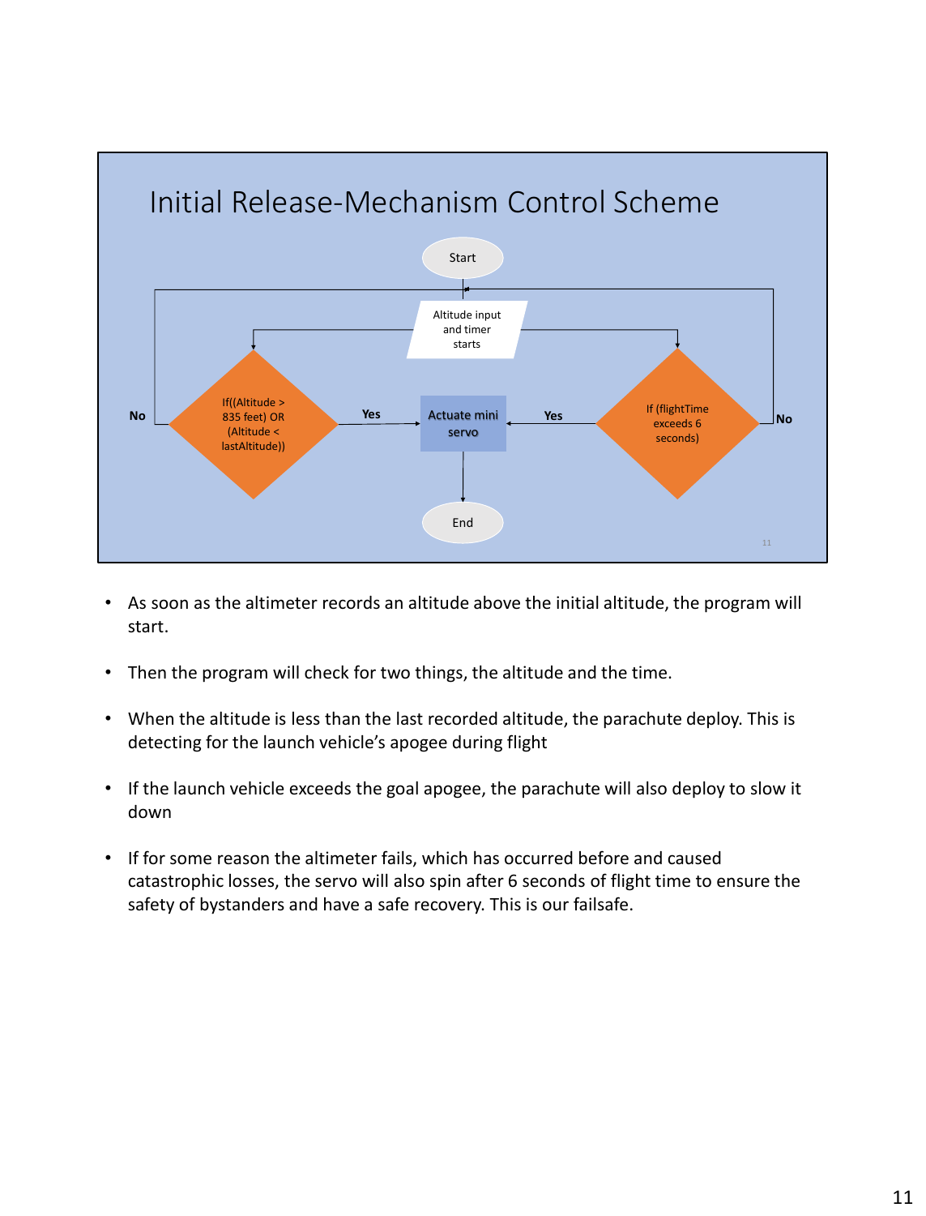## Initial Release-Mechanism Control Scheme

Start

Altitude input and timer starts

If((Altitude > 835 feet) OR (Altitude < lastAltitude))

If (flightTime exceeds 6 seconds)

Yes / No

Actuate mini servo

End

- As soon as the altimeter records an altitude above the initial altitude, the program will start.
- Then the program will check for two things, the altitude and the time.
- When the altitude is less than the last recorded altitude, the parachute deploy. This is detecting for the launch vehicle's apogee during flight
- If the launch vehicle exceeds the goal apogee, the parachute will also deploy to slow it down
- If for some reason the altimeter fails, which has occurred before and caused catastrophic losses, the servo will also spin after 6 seconds of flight time to ensure the safety of bystanders and have a safe recovery. This is our failsafe.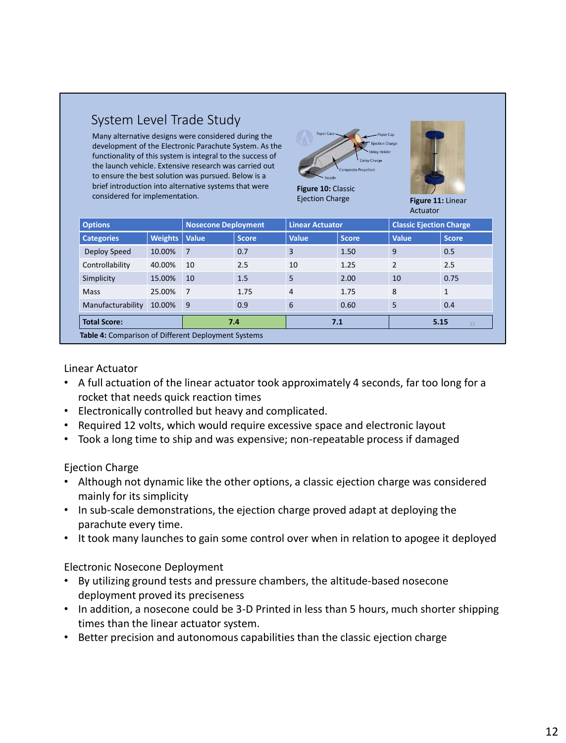## System Level Trade Study

Many alternative designs were considered during the development of the Electronic Parachute System. As the functionality of this system is integral to the success of the launch vehicle. Extensive research was carried out to ensure the best solution was pursued. Below is a brief introduction into alternative systems that were considered for implementation.

**Figure 10:** Classic Ejection Charge

**Figure 11:** Linear Actuator

| Options | | Nosecone Deployment | | Linear Actuator | | Classic Ejection Charge | |
|---|---|---|---|---|---|---|---|
| Categories | Weights | Value | Score | Value | Score | Value | Score |
| Deploy Speed | 10.00% | 7 | 0.7 | 3 | 1.50 | 9 | 0.5 |
| Controllability | 40.00% | 10 | 2.5 | 10 | 1.25 | 2 | 2.5 |
| Simplicity | 15.00% | 10 | 1.5 | 5 | 2.00 | 10 | 0.75 |
| Mass | 25.00% | 7 | 1.75 | 4 | 1.75 | 8 | 1 |
| Manufacturability | 10.00% | 9 | 0.9 | 6 | 0.60 | 5 | 0.4 |
| **Total Score:** | | **7.4** | | **7.1** | | **5.15** | |

**Table 4:** Comparison of Different Deployment Systems

Linear Actuator

- A full actuation of the linear actuator took approximately 4 seconds, far too long for a rocket that needs quick reaction times
- Electronically controlled but heavy and complicated.
- Required 12 volts, which would require excessive space and electronic layout
- Took a long time to ship and was expensive; non-repeatable process if damaged

Ejection Charge

- Although not dynamic like the other options, a classic ejection charge was considered mainly for its simplicity
- In sub-scale demonstrations, the ejection charge proved adapt at deploying the parachute every time.
- It took many launches to gain some control over when in relation to apogee it deployed

Electronic Nosecone Deployment

- By utilizing ground tests and pressure chambers, the altitude-based nosecone deployment proved its preciseness
- In addition, a nosecone could be 3-D Printed in less than 5 hours, much shorter shipping times than the linear actuator system.
- Better precision and autonomous capabilities than the classic ejection charge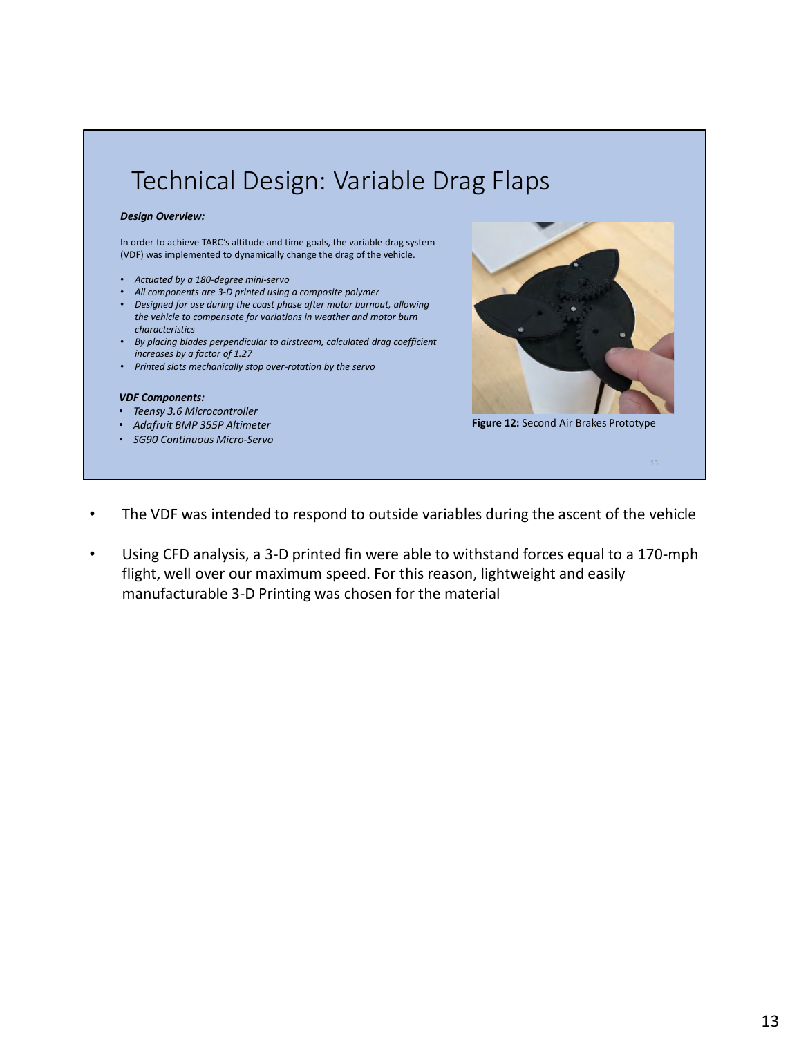# Technical Design: Variable Drag Flaps

***Design Overview:***

In order to achieve TARC's altitude and time goals, the variable drag system (VDF) was implemented to dynamically change the drag of the vehicle.

- *Actuated by a 180-degree mini-servo*
- *All components are 3-D printed using a composite polymer*
- *Designed for use during the coast phase after motor burnout, allowing the vehicle to compensate for variations in weather and motor burn characteristics*
- *By placing blades perpendicular to airstream, calculated drag coefficient increases by a factor of 1.27*
- *Printed slots mechanically stop over-rotation by the servo*

***VDF Components:***

- *Teensy 3.6 Microcontroller*
- *Adafruit BMP 355P Altimeter*
- *SG90 Continuous Micro-Servo*

**Figure 12:** Second Air Brakes Prototype

- The VDF was intended to respond to outside variables during the ascent of the vehicle
- Using CFD analysis, a 3-D printed fin were able to withstand forces equal to a 170-mph flight, well over our maximum speed. For this reason, lightweight and easily manufacturable 3-D Printing was chosen for the material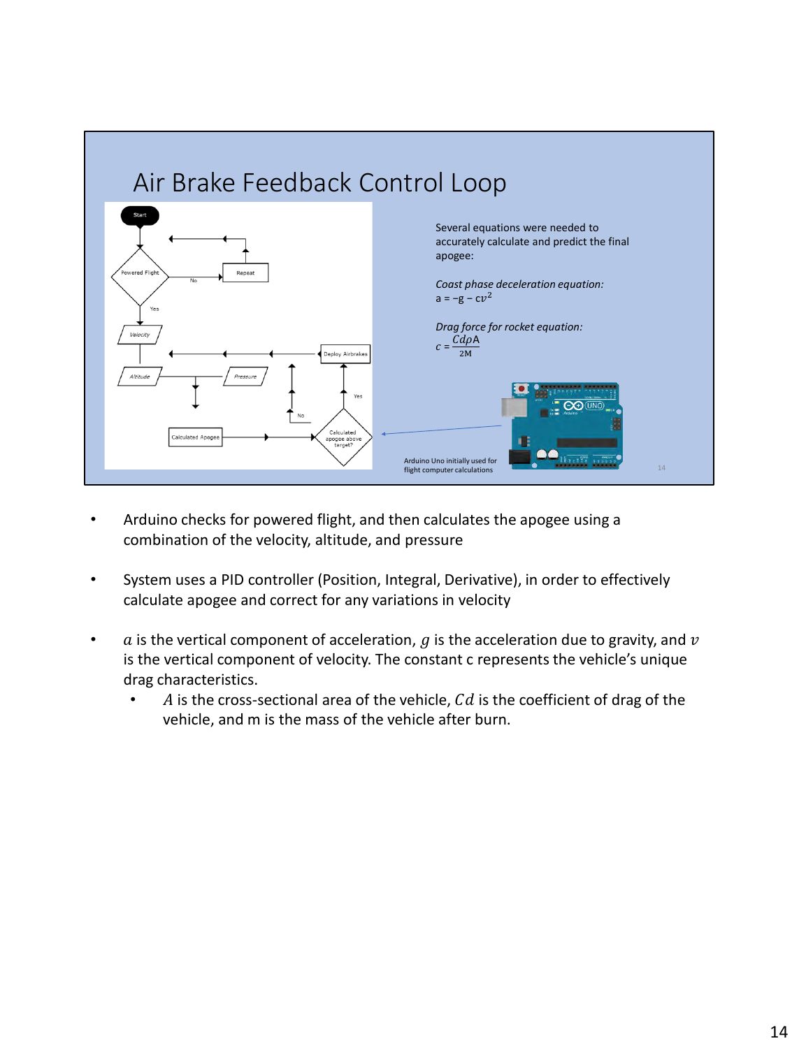# Air Brake Feedback Control Loop

Start

Powered Flight

No

Repeat

Yes

Velocity

Deploy Airbrakes

Altitude

Pressure

Yes

No

Calculated Apogee

Calculated apogee above target?

Several equations were needed to accurately calculate and predict the final apogee:

*Coast phase deceleration equation:*

$a = -g - cv^2$

*Drag force for rocket equation:*

$c = \frac{CdpA}{2M}$

Arduino Uno initially used for flight computer calculations

- Arduino checks for powered flight, and then calculates the apogee using a combination of the velocity, altitude, and pressure
- System uses a PID controller (Position, Integral, Derivative), in order to effectively calculate apogee and correct for any variations in velocity
- $a$ is the vertical component of acceleration, $g$ is the acceleration due to gravity, and $v$ is the vertical component of velocity. The constant c represents the vehicle's unique drag characteristics.
  - $A$ is the cross-sectional area of the vehicle, $Cd$ is the coefficient of drag of the vehicle, and m is the mass of the vehicle after burn.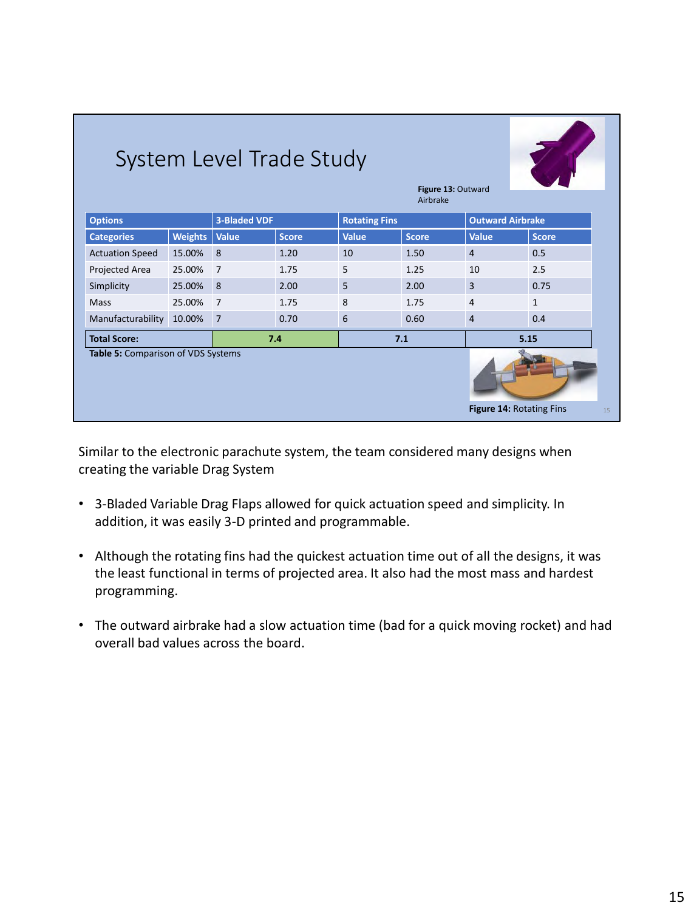## System Level Trade Study

Figure 13: Outward Airbrake

| Options | | 3-Bladed VDF | | Rotating Fins | | Outward Airbrake | |
|---|---|---|---|---|---|---|---|
| **Categories** | **Weights** | **Value** | **Score** | **Value** | **Score** | **Value** | **Score** |
| Actuation Speed | 15.00% | 8 | 1.20 | 10 | 1.50 | 4 | 0.5 |
| Projected Area | 25.00% | 7 | 1.75 | 5 | 1.25 | 10 | 2.5 |
| Simplicity | 25.00% | 8 | 2.00 | 5 | 2.00 | 3 | 0.75 |
| Mass | 25.00% | 7 | 1.75 | 8 | 1.75 | 4 | 1 |
| Manufacturability | 10.00% | 7 | 0.70 | 6 | 0.60 | 4 | 0.4 |
| **Total Score:** | | 7.4 | | 7.1 | | 5.15 | |

**Table 5:** Comparison of VDS Systems

**Figure 14:** Rotating Fins

Similar to the electronic parachute system, the team considered many designs when creating the variable Drag System

- 3-Bladed Variable Drag Flaps allowed for quick actuation speed and simplicity. In addition, it was easily 3-D printed and programmable.
- Although the rotating fins had the quickest actuation time out of all the designs, it was the least functional in terms of projected area. It also had the most mass and hardest programming.
- The outward airbrake had a slow actuation time (bad for a quick moving rocket) and had overall bad values across the board.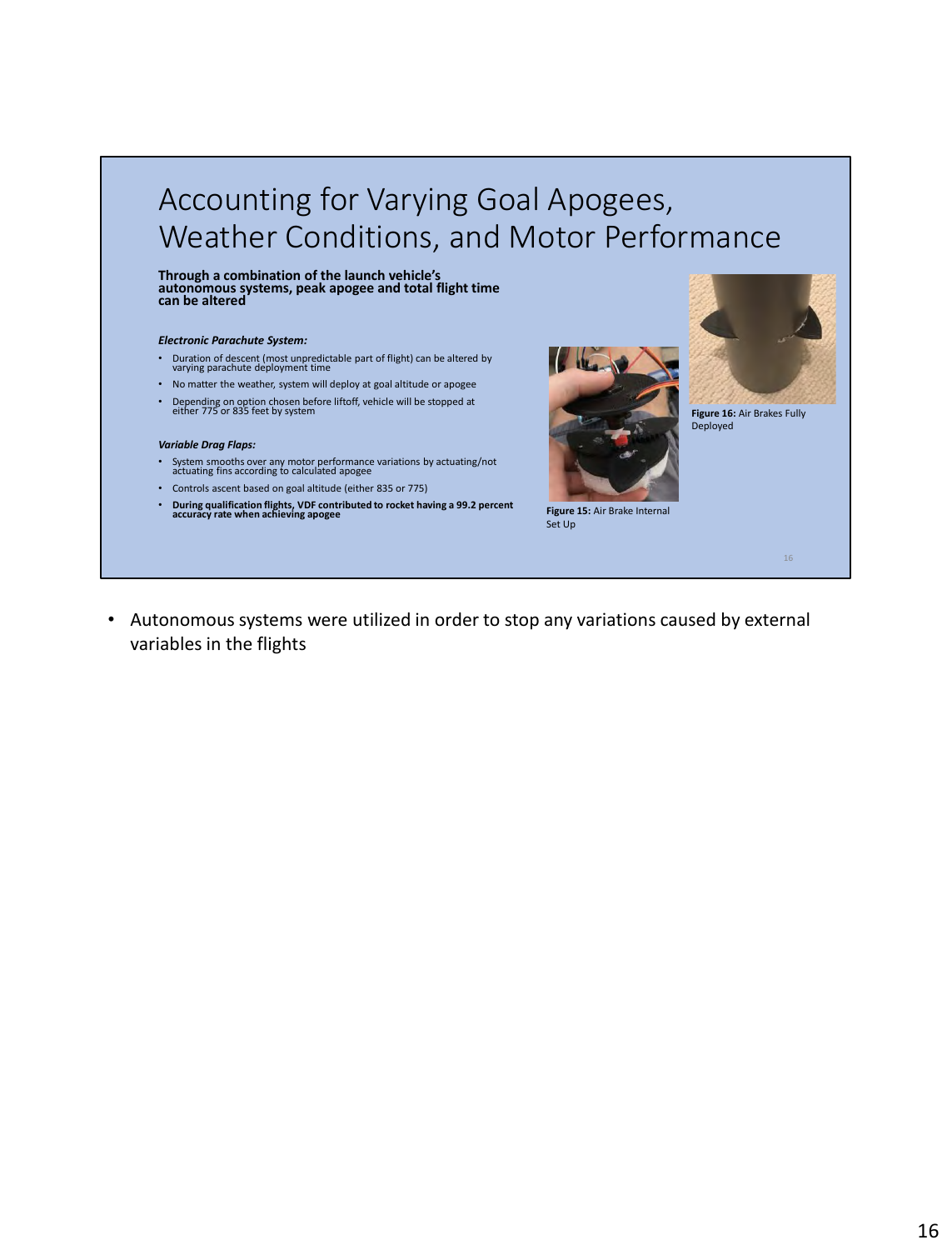# Accounting for Varying Goal Apogees, Weather Conditions, and Motor Performance

**Through a combination of the launch vehicle's autonomous systems, peak apogee and total flight time can be altered**

***Electronic Parachute System:***

- Duration of descent (most unpredictable part of flight) can be altered by varying parachute deployment time
- No matter the weather, system will deploy at goal altitude or apogee
- Depending on option chosen before liftoff, vehicle will be stopped at either 775 or 835 feet by system

***Variable Drag Flaps:***

- System smooths over any motor performance variations by actuating/not actuating fins according to calculated apogee
- Controls ascent based on goal altitude (either 835 or 775)
- **During qualification flights, VDF contributed to rocket having a 99.2 percent accuracy rate when achieving apogee**

**Figure 15:** Air Brake Internal Set Up

**Figure 16:** Air Brakes Fully Deployed

- Autonomous systems were utilized in order to stop any variations caused by external variables in the flights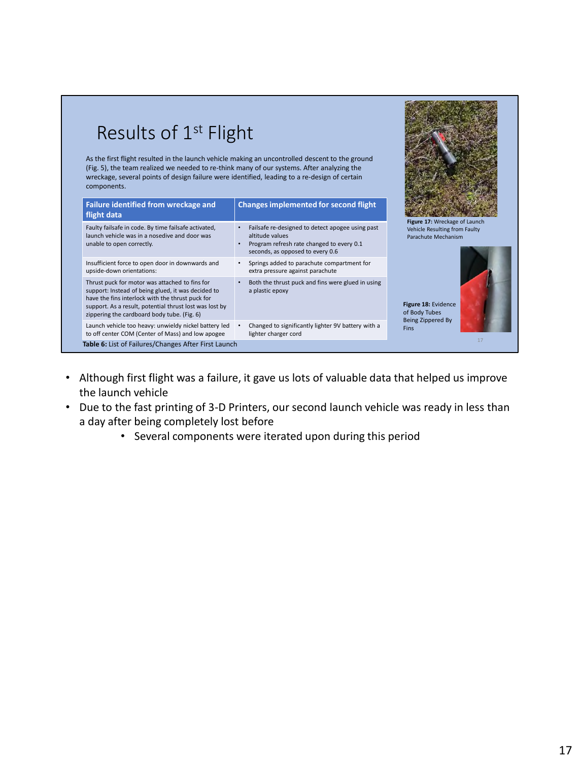# Results of 1st Flight

As the first flight resulted in the launch vehicle making an uncontrolled descent to the ground (Fig. 5), the team realized we needed to re-think many of our systems. After analyzing the wreckage, several points of design failure were identified, leading to a re-design of certain components.

| Failure identified from wreckage and flight data | Changes implemented for second flight |
|---|---|
| Faulty failsafe in code. By time failsafe activated, launch vehicle was in a nosedive and door was unable to open correctly. | • Failsafe re-designed to detect apogee using past altitude values<br>• Program refresh rate changed to every 0.1 seconds, as opposed to every 0.6 |
| Insufficient force to open door in downwards and upside-down orientations: | • Springs added to parachute compartment for extra pressure against parachute |
| Thrust puck for motor was attached to fins for support: Instead of being glued, it was decided to have the fins interlock with the thrust puck for support. As a result, potential thrust lost was lost by zippering the cardboard body tube. (Fig. 6) | • Both the thrust puck and fins were glued in using a plastic epoxy |
| Launch vehicle too heavy: unwieldy nickel battery led to off center COM (Center of Mass) and low apogee | • Changed to significantly lighter 9V battery with a lighter charger cord |

**Table 6:** List of Failures/Changes After First Launch

**Figure 17:** Wreckage of Launch Vehicle Resulting from Faulty Parachute Mechanism

**Figure 18:** Evidence of Body Tubes Being Zippered By Fins

- Although first flight was a failure, it gave us lots of valuable data that helped us improve the launch vehicle
- Due to the fast printing of 3-D Printers, our second launch vehicle was ready in less than a day after being completely lost before
    - Several components were iterated upon during this period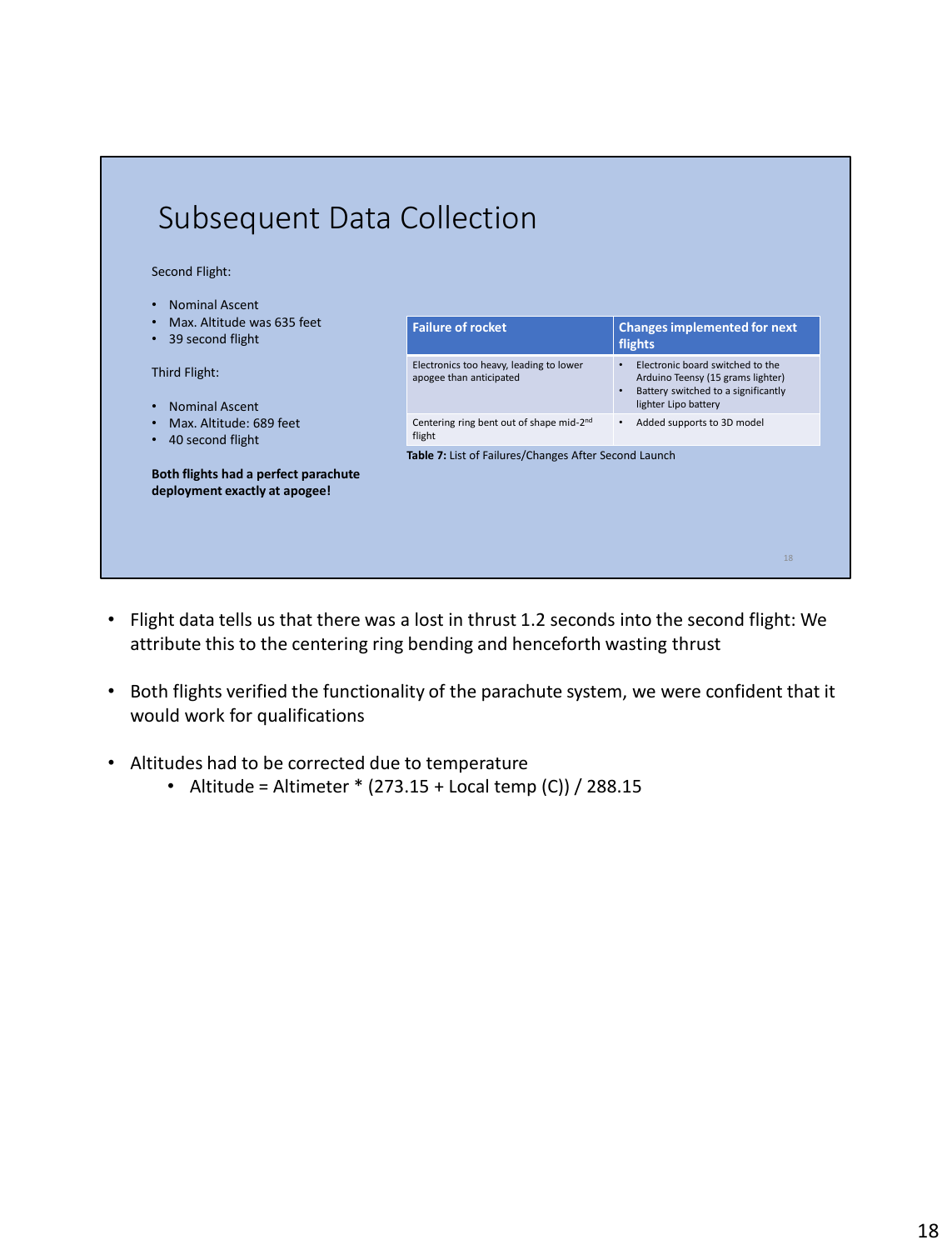# Subsequent Data Collection

Second Flight:

- Nominal Ascent
- Max. Altitude was 635 feet
- 39 second flight

Third Flight:

- Nominal Ascent
- Max. Altitude: 689 feet
- 40 second flight

**Both flights had a perfect parachute deployment exactly at apogee!**

| Failure of rocket | Changes implemented for next flights |
| --- | --- |
| Electronics too heavy, leading to lower apogee than anticipated | • Electronic board switched to the Arduino Teensy (15 grams lighter) • Battery switched to a significantly lighter Lipo battery |
| Centering ring bent out of shape mid-2nd flight | • Added supports to 3D model |

**Table 7:** List of Failures/Changes After Second Launch

- Flight data tells us that there was a lost in thrust 1.2 seconds into the second flight: We attribute this to the centering ring bending and henceforth wasting thrust
- Both flights verified the functionality of the parachute system, we were confident that it would work for qualifications
- Altitudes had to be corrected due to temperature
  - Altitude = Altimeter * (273.15 + Local temp (C)) / 288.15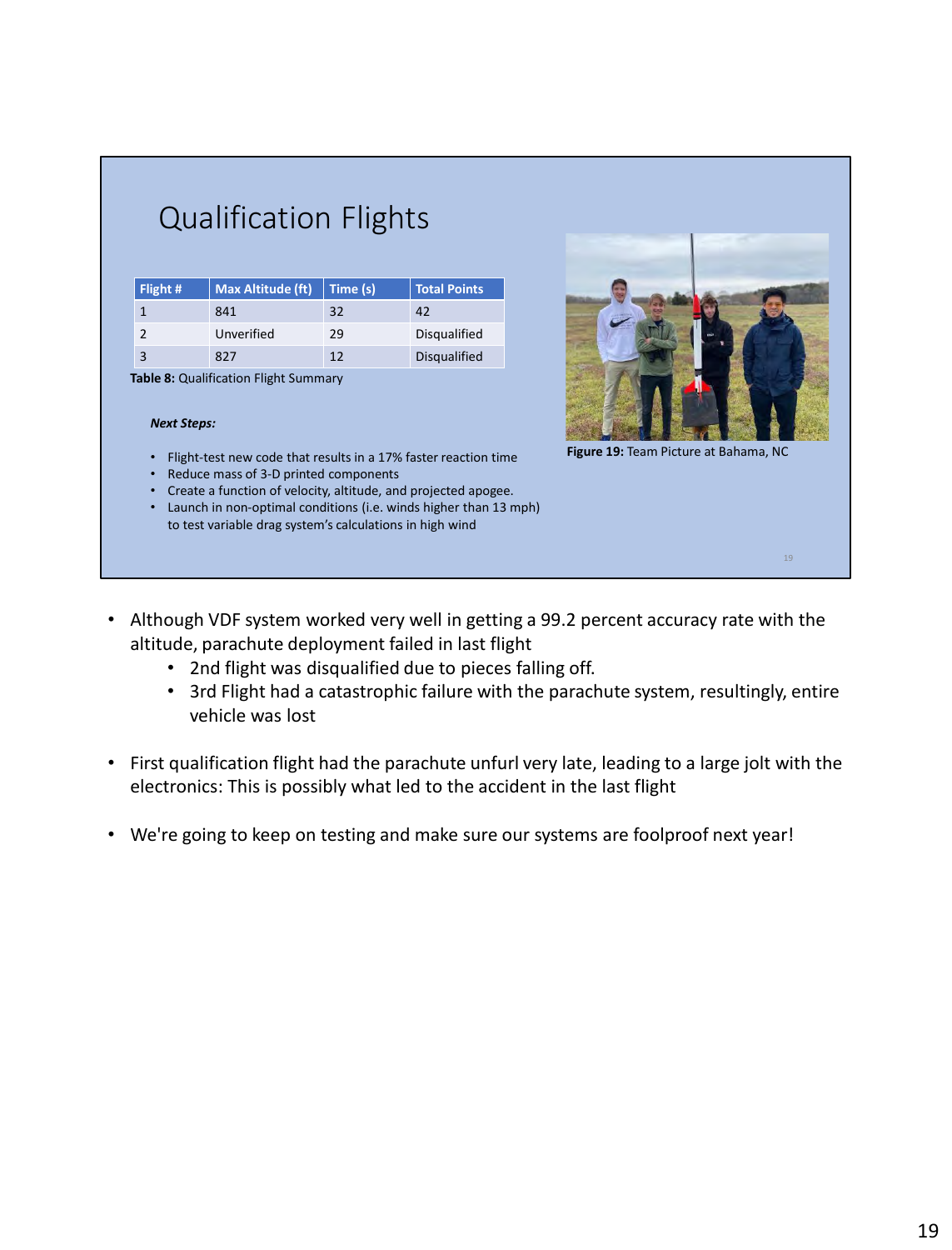## Qualification Flights

| Flight # | Max Altitude (ft) | Time (s) | Total Points |
|---|---|---|---|
| 1 | 841 | 32 | 42 |
| 2 | Unverified | 29 | Disqualified |
| 3 | 827 | 12 | Disqualified |

**Table 8:** Qualification Flight Summary

***Next Steps:***

- Flight-test new code that results in a 17% faster reaction time
- Reduce mass of 3-D printed components
- Create a function of velocity, altitude, and projected apogee.
- Launch in non-optimal conditions (i.e. winds higher than 13 mph) to test variable drag system's calculations in high wind

**Figure 19:** Team Picture at Bahama, NC

- Although VDF system worked very well in getting a 99.2 percent accuracy rate with the altitude, parachute deployment failed in last flight
  - 2nd flight was disqualified due to pieces falling off.
  - 3rd Flight had a catastrophic failure with the parachute system, resultingly, entire vehicle was lost
- First qualification flight had the parachute unfurl very late, leading to a large jolt with the electronics: This is possibly what led to the accident in the last flight
- We're going to keep on testing and make sure our systems are foolproof next year!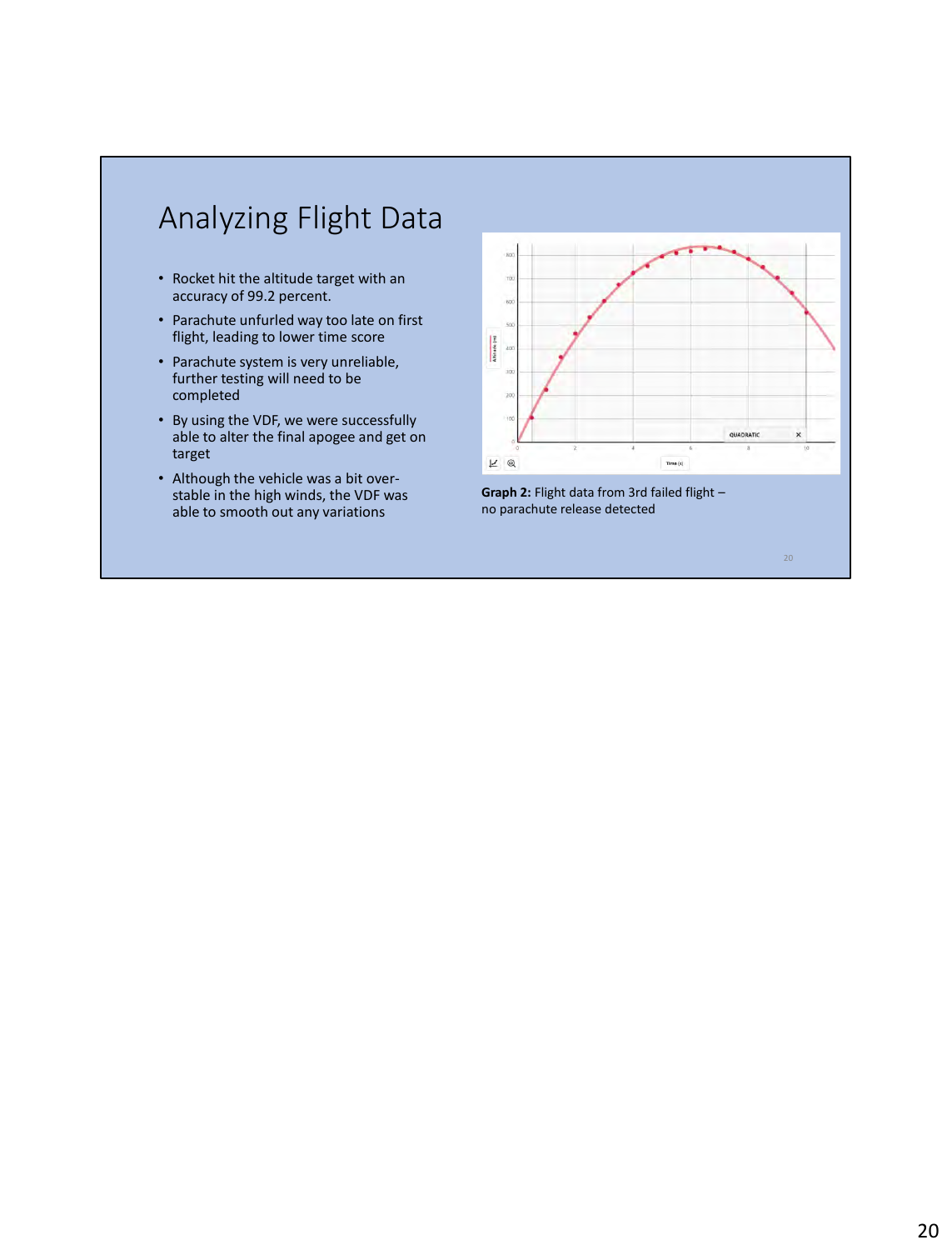# Analyzing Flight Data

- Rocket hit the altitude target with an accuracy of 99.2 percent.
- Parachute unfurled way too late on first flight, leading to lower time score
- Parachute system is very unreliable, further testing will need to be completed
- By using the VDF, we were successfully able to alter the final apogee and get on target
- Although the vehicle was a bit over-stable in the high winds, the VDF was able to smooth out any variations

**Graph 2:** Flight data from 3rd failed flight – no parachute release detected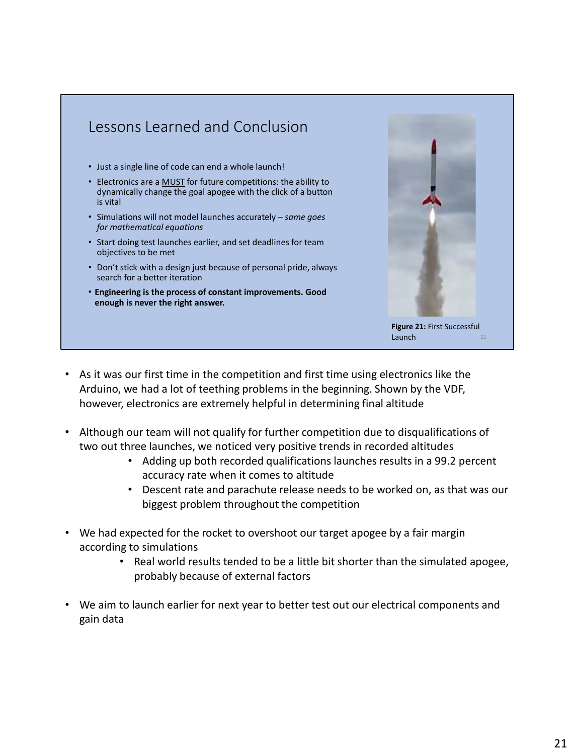## Lessons Learned and Conclusion

- Just a single line of code can end a whole launch!
- Electronics are a <u>MUST</u> for future competitions: the ability to dynamically change the goal apogee with the click of a button is vital
- Simulations will not model launches accurately – *same goes for mathematical equations*
- Start doing test launches earlier, and set deadlines for team objectives to be met
- Don't stick with a design just because of personal pride, always search for a better iteration
- **Engineering is the process of constant improvements. Good enough is never the right answer.**

**Figure 21:** First Successful Launch

- As it was our first time in the competition and first time using electronics like the Arduino, we had a lot of teething problems in the beginning. Shown by the VDF, however, electronics are extremely helpful in determining final altitude

- Although our team will not qualify for further competition due to disqualifications of two out three launches, we noticed very positive trends in recorded altitudes
  - Adding up both recorded qualifications launches results in a 99.2 percent accuracy rate when it comes to altitude
  - Descent rate and parachute release needs to be worked on, as that was our biggest problem throughout the competition

- We had expected for the rocket to overshoot our target apogee by a fair margin according to simulations
  - Real world results tended to be a little bit shorter than the simulated apogee, probably because of external factors

- We aim to launch earlier for next year to better test out our electrical components and gain data